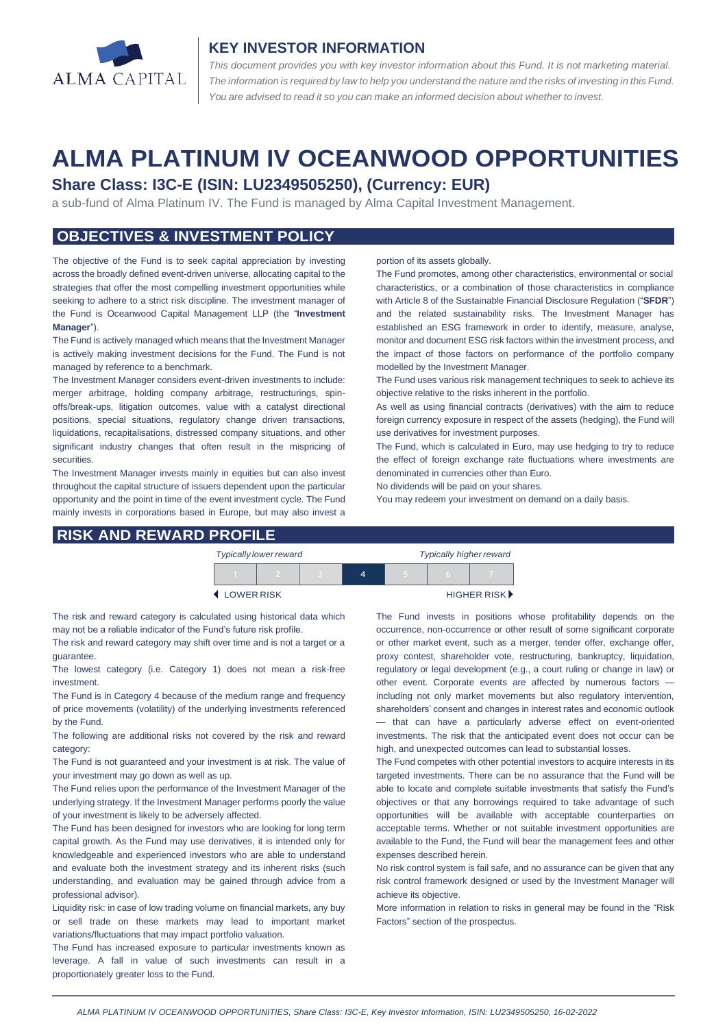## KEY INVESTOR INFORMATION

*This document provides you with key investor information about this Fund. It is not marketing material. The information is required by law to help you understand the nature and the risks of investing in this Fund. You are advised to read it so you can make an informed decision about whether to invest.*

# ALMA PLATINUM IV OCEANWOOD OPPORTUNITIES

### Share Class: I3C-E (ISIN: LU2349505250), (Currency: EUR)

a sub-fund of Alma Platinum IV. The Fund is managed by Alma Capital Investment Management.

## OBJECTIVES & INVESTMENT POLICY

The objective of the Fund is to seek capital appreciation by investing across the broadly defined event-driven universe, allocating capital to the strategies that offer the most compelling investment opportunities while seeking to adhere to a strict risk discipline. The investment manager of the Fund is Oceanwood Capital Management LLP (the "**Investment Manager**").

The Fund is actively managed which means that the Investment Manager is actively making investment decisions for the Fund. The Fund is not managed by reference to a benchmark.

The Investment Manager considers event-driven investments to include: merger arbitrage, holding company arbitrage, restructurings, spin-offs/break-ups, litigation outcomes, value with a catalyst directional positions, special situations, regulatory change driven transactions, liquidations, recapitalisations, distressed company situations, and other significant industry changes that often result in the mispricing of securities.

The Investment Manager invests mainly in equities but can also invest throughout the capital structure of issuers dependent upon the particular opportunity and the point in time of the event investment cycle. The Fund mainly invests in corporations based in Europe, but may also invest a portion of its assets globally.

The Fund promotes, among other characteristics, environmental or social characteristics, or a combination of those characteristics in compliance with Article 8 of the Sustainable Financial Disclosure Regulation ("**SFDR**") and the related sustainability risks. The Investment Manager has established an ESG framework in order to identify, measure, analyse, monitor and document ESG risk factors within the investment process, and the impact of those factors on performance of the portfolio company modelled by the Investment Manager.

The Fund uses various risk management techniques to seek to achieve its objective relative to the risks inherent in the portfolio.

As well as using financial contracts (derivatives) with the aim to reduce foreign currency exposure in respect of the assets (hedging), the Fund will use derivatives for investment purposes.

The Fund, which is calculated in Euro, may use hedging to try to reduce the effect of foreign exchange rate fluctuations where investments are denominated in currencies other than Euro.

No dividends will be paid on your shares.

You may redeem your investment on demand on a daily basis.

## RISK AND REWARD PROFILE

| *Typically lower reward* | | | | | | *Typically higher reward* |
|---|---|---|---|---|---|---|
| 1 | 2 | 3 | **4** | 5 | 6 | 7 |
| ◀ LOWER RISK | | | | | | HIGHER RISK ▶ |

The risk and reward category is calculated using historical data which may not be a reliable indicator of the Fund's future risk profile.

The risk and reward category may shift over time and is not a target or a guarantee.

The lowest category (i.e. Category 1) does not mean a risk-free investment.

The Fund is in Category 4 because of the medium range and frequency of price movements (volatility) of the underlying investments referenced by the Fund.

The following are additional risks not covered by the risk and reward category:

The Fund is not guaranteed and your investment is at risk. The value of your investment may go down as well as up.

The Fund relies upon the performance of the Investment Manager of the underlying strategy. If the Investment Manager performs poorly the value of your investment is likely to be adversely affected.

The Fund has been designed for investors who are looking for long term capital growth. As the Fund may use derivatives, it is intended only for knowledgeable and experienced investors who are able to understand and evaluate both the investment strategy and its inherent risks (such understanding, and evaluation may be gained through advice from a professional advisor).

Liquidity risk: in case of low trading volume on financial markets, any buy or sell trade on these markets may lead to important market variations/fluctuations that may impact portfolio valuation.

The Fund has increased exposure to particular investments known as leverage. A fall in value of such investments can result in a proportionately greater loss to the Fund.

The Fund invests in positions whose profitability depends on the occurrence, non-occurrence or other result of some significant corporate or other market event, such as a merger, tender offer, exchange offer, proxy contest, shareholder vote, restructuring, bankruptcy, liquidation, regulatory or legal development (e.g., a court ruling or change in law) or other event. Corporate events are affected by numerous factors — including not only market movements but also regulatory intervention, shareholders' consent and changes in interest rates and economic outlook — that can have a particularly adverse effect on event-oriented investments. The risk that the anticipated event does not occur can be high, and unexpected outcomes can lead to substantial losses.

The Fund competes with other potential investors to acquire interests in its targeted investments. There can be no assurance that the Fund will be able to locate and complete suitable investments that satisfy the Fund's objectives or that any borrowings required to take advantage of such opportunities will be available with acceptable counterparties on acceptable terms. Whether or not suitable investment opportunities are available to the Fund, the Fund will bear the management fees and other expenses described herein.

No risk control system is fail safe, and no assurance can be given that any risk control framework designed or used by the Investment Manager will achieve its objective.

More information in relation to risks in general may be found in the "Risk Factors" section of the prospectus.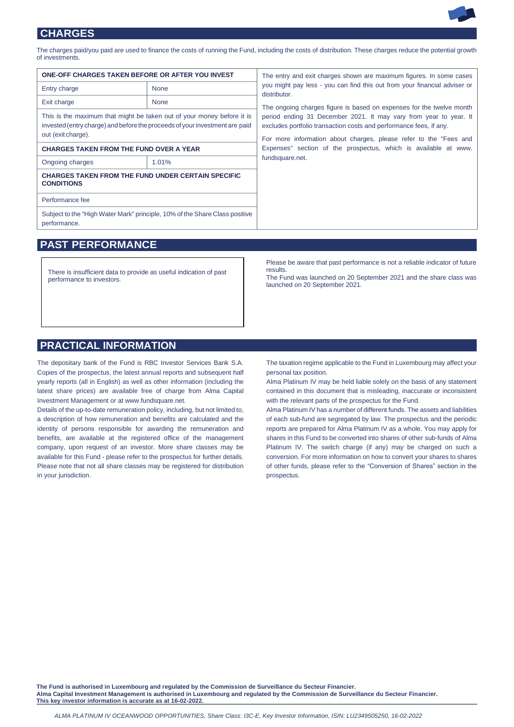## CHARGES

The charges paid/you paid are used to finance the costs of running the Fund, including the costs of distribution. These charges reduce the potential growth of investments.

| ONE-OFF CHARGES TAKEN BEFORE OR AFTER YOU INVEST | |
|---|---|
| Entry charge | None |
| Exit charge | None |
| This is the maximum that might be taken out of your money before it is invested (entry charge) and before the proceeds of your investment are paid out (exit charge). | |
| **CHARGES TAKEN FROM THE FUND OVER A YEAR** | |
| Ongoing charges | 1.01% |
| **CHARGES TAKEN FROM THE FUND UNDER CERTAIN SPECIFIC CONDITIONS** | |
| Performance fee | |
| Subject to the "High Water Mark" principle, 10% of the Share Class positive performance. | |

The entry and exit charges shown are maximum figures. In some cases you might pay less - you can find this out from your financial adviser or distributor.

The ongoing charges figure is based on expenses for the twelve month period ending 31 December 2021. It may vary from year to year. It excludes portfolio transaction costs and performance fees, if any.

For more information about charges, please refer to the "Fees and Expenses" section of the prospectus, which is available at www. fundsquare.net.

## PAST PERFORMANCE

There is insufficient data to provide as useful indication of past performance to investors.

Please be aware that past performance is not a reliable indicator of future results.
The Fund was launched on 20 September 2021 and the share class was launched on 20 September 2021.

## PRACTICAL INFORMATION

The depositary bank of the Fund is RBC Investor Services Bank S.A. Copies of the prospectus, the latest annual reports and subsequent half yearly reports (all in English) as well as other information (including the latest share prices) are available free of charge from Alma Capital Investment Management or at www.fundsquare.net.

Details of the up-to-date remuneration policy, including, but not limited to, a description of how remuneration and benefits are calculated and the identity of persons responsible for awarding the remuneration and benefits, are available at the registered office of the management company, upon request of an investor. More share classes may be available for this Fund - please refer to the prospectus for further details. Please note that not all share classes may be registered for distribution in your jurisdiction.

The taxation regime applicable to the Fund in Luxembourg may affect your personal tax position.

Alma Platinum IV may be held liable solely on the basis of any statement contained in this document that is misleading, inaccurate or inconsistent with the relevant parts of the prospectus for the Fund.

Alma Platinum IV has a number of different funds. The assets and liabilities of each sub-fund are segregated by law. The prospectus and the periodic reports are prepared for Alma Platinum IV as a whole. You may apply for shares in this Fund to be converted into shares of other sub-funds of Alma Platinum IV. The switch charge (if any) may be charged on such a conversion. For more information on how to convert your shares to shares of other funds, please refer to the "Conversion of Shares" section in the prospectus.

**The Fund is authorised in Luxembourg and regulated by the Commission de Surveillance du Secteur Financier.**
**Alma Capital Investment Management is authorised in Luxembourg and regulated by the Commission de Surveillance du Secteur Financier.**
**This key investor information is accurate as at 16-02-2022.**